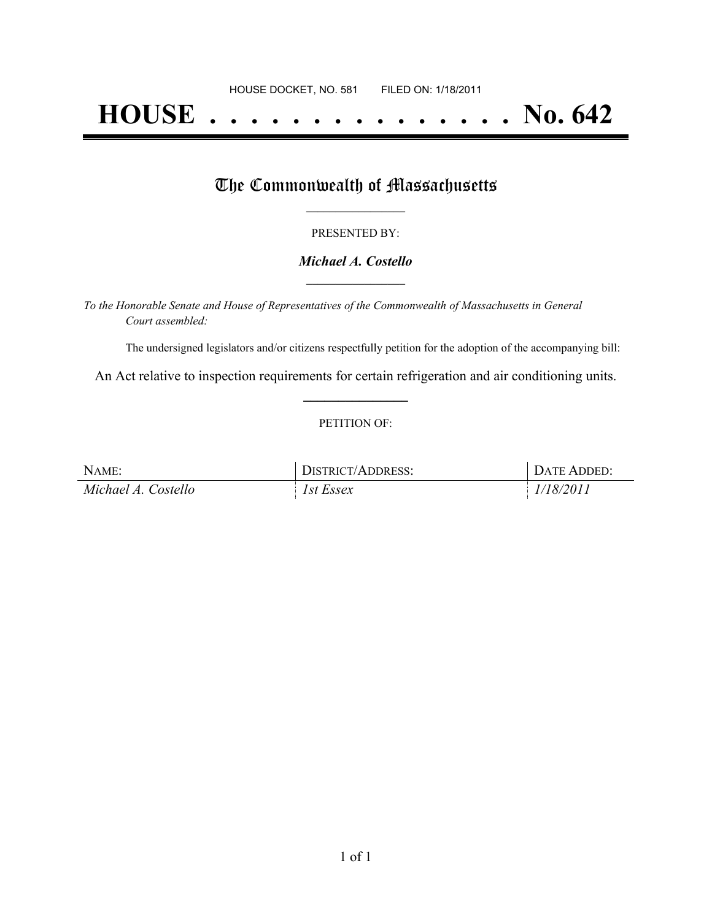HOUSE DOCKET, NO. 581 FILED ON: 1/18/2011

# HOUSE . . . . . . . . . . . . . . . No. 642

## The Commonwealth of Massachusetts

PRESENTED BY:

***Michael A. Costello***

*To the Honorable Senate and House of Representatives of the Commonwealth of Massachusetts in General Court assembled:*

The undersigned legislators and/or citizens respectfully petition for the adoption of the accompanying bill:

An Act relative to inspection requirements for certain refrigeration and air conditioning units.

PETITION OF:

| NAME: | DISTRICT/ADDRESS: | DATE ADDED: |
|---|---|---|
| *Michael A. Costello* | *1st Essex* | *1/18/2011* |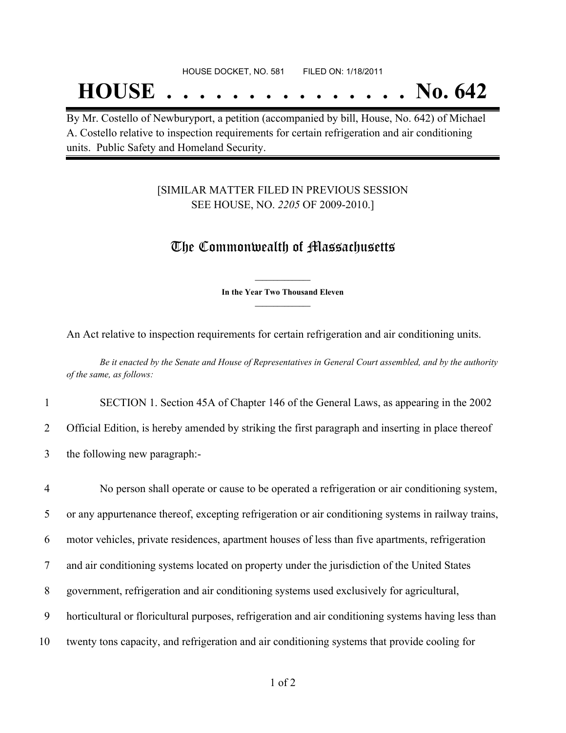HOUSE DOCKET, NO. 581 FILED ON: 1/18/2011

# HOUSE . . . . . . . . . . . . . . . No. 642

By Mr. Costello of Newburyport, a petition (accompanied by bill, House, No. 642) of Michael A. Costello relative to inspection requirements for certain refrigeration and air conditioning units. Public Safety and Homeland Security.

[SIMILAR MATTER FILED IN PREVIOUS SESSION SEE HOUSE, NO. *2205* OF 2009-2010.]

## The Commonwealth of Massachusetts

**In the Year Two Thousand Eleven**

An Act relative to inspection requirements for certain refrigeration and air conditioning units.

*Be it enacted by the Senate and House of Representatives in General Court assembled, and by the authority of the same, as follows:*

1 SECTION 1. Section 45A of Chapter 146 of the General Laws, as appearing in the 2002
2 Official Edition, is hereby amended by striking the first paragraph and inserting in place thereof
3 the following new paragraph:-

4 No person shall operate or cause to be operated a refrigeration or air conditioning system,
5 or any appurtenance thereof, excepting refrigeration or air conditioning systems in railway trains,
6 motor vehicles, private residences, apartment houses of less than five apartments, refrigeration
7 and air conditioning systems located on property under the jurisdiction of the United States
8 government, refrigeration and air conditioning systems used exclusively for agricultural,
9 horticultural or floricultural purposes, refrigeration and air conditioning systems having less than
10 twenty tons capacity, and refrigeration and air conditioning systems that provide cooling for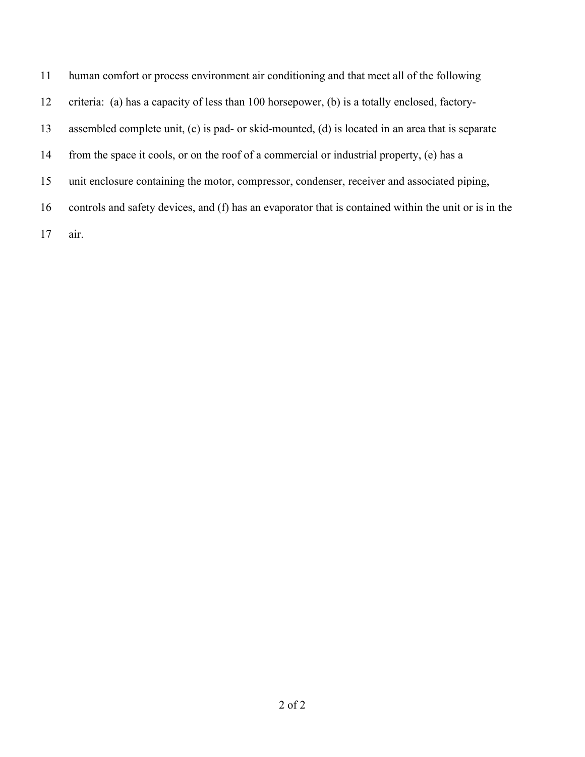11 human comfort or process environment air conditioning and that meet all of the following

12 criteria: (a) has a capacity of less than 100 horsepower, (b) is a totally enclosed, factory-

13 assembled complete unit, (c) is pad- or skid-mounted, (d) is located in an area that is separate

14 from the space it cools, or on the roof of a commercial or industrial property, (e) has a

15 unit enclosure containing the motor, compressor, condenser, receiver and associated piping,

16 controls and safety devices, and (f) has an evaporator that is contained within the unit or is in the

17 air.